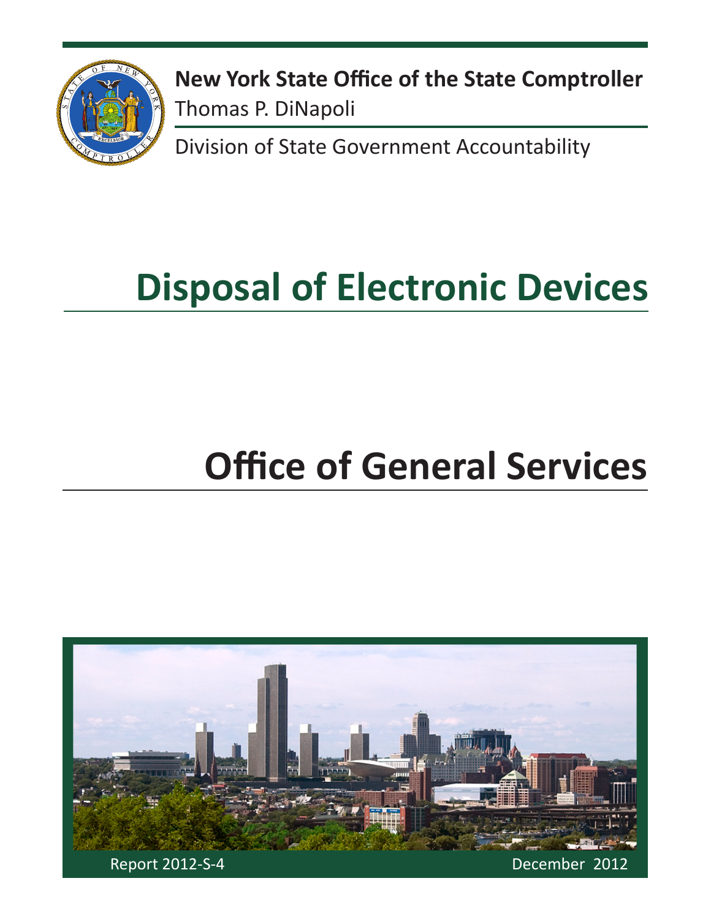**New York State Office of the State Comptroller**
Thomas P. DiNapoli

Division of State Government Accountability

# Disposal of Electronic Devices

# Office of General Services

Report 2012-S-4

December 2012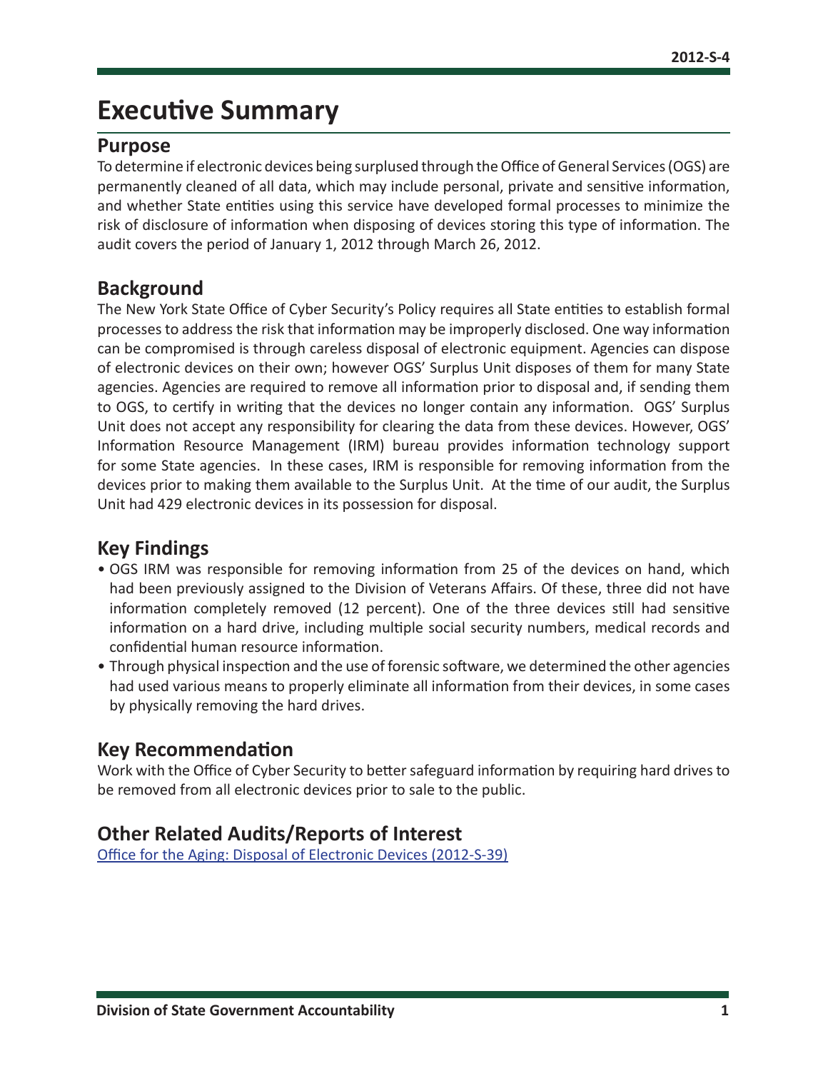# Executive Summary

## Purpose

To determine if electronic devices being surplused through the Office of General Services (OGS) are permanently cleaned of all data, which may include personal, private and sensitive information, and whether State entities using this service have developed formal processes to minimize the risk of disclosure of information when disposing of devices storing this type of information. The audit covers the period of January 1, 2012 through March 26, 2012.

## Background

The New York State Office of Cyber Security's Policy requires all State entities to establish formal processes to address the risk that information may be improperly disclosed. One way information can be compromised is through careless disposal of electronic equipment. Agencies can dispose of electronic devices on their own; however OGS' Surplus Unit disposes of them for many State agencies. Agencies are required to remove all information prior to disposal and, if sending them to OGS, to certify in writing that the devices no longer contain any information. OGS' Surplus Unit does not accept any responsibility for clearing the data from these devices. However, OGS' Information Resource Management (IRM) bureau provides information technology support for some State agencies. In these cases, IRM is responsible for removing information from the devices prior to making them available to the Surplus Unit. At the time of our audit, the Surplus Unit had 429 electronic devices in its possession for disposal.

## Key Findings

- OGS IRM was responsible for removing information from 25 of the devices on hand, which had been previously assigned to the Division of Veterans Affairs. Of these, three did not have information completely removed (12 percent). One of the three devices still had sensitive information on a hard drive, including multiple social security numbers, medical records and confidential human resource information.
- Through physical inspection and the use of forensic software, we determined the other agencies had used various means to properly eliminate all information from their devices, in some cases by physically removing the hard drives.

## Key Recommendation

Work with the Office of Cyber Security to better safeguard information by requiring hard drives to be removed from all electronic devices prior to sale to the public.

## Other Related Audits/Reports of Interest

Office for the Aging: Disposal of Electronic Devices (2012-S-39)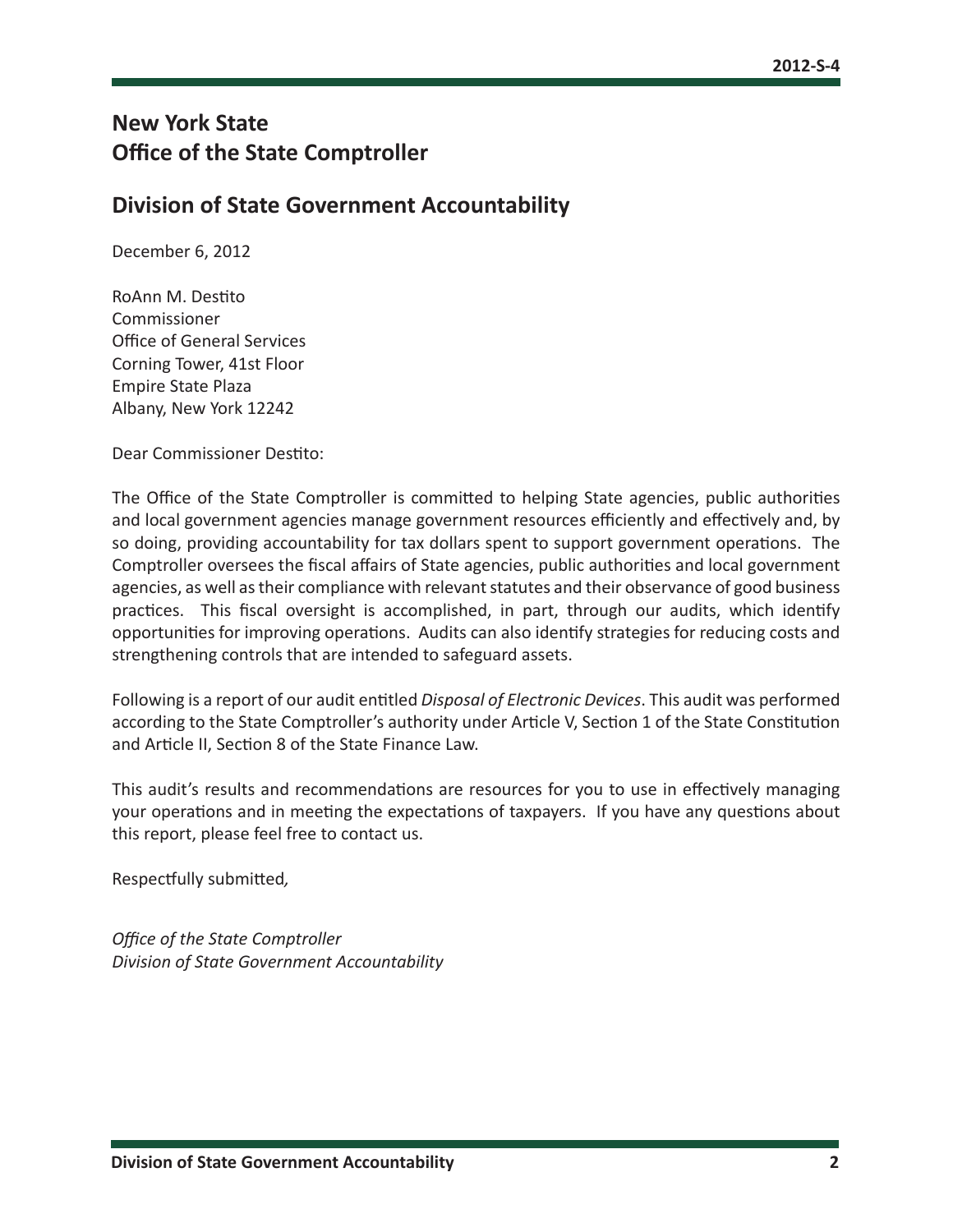# New York State
# Office of the State Comptroller

## Division of State Government Accountability

December 6, 2012

RoAnn M. Destito
Commissioner
Office of General Services
Corning Tower, 41st Floor
Empire State Plaza
Albany, New York 12242

Dear Commissioner Destito:

The Office of the State Comptroller is committed to helping State agencies, public authorities and local government agencies manage government resources efficiently and effectively and, by so doing, providing accountability for tax dollars spent to support government operations. The Comptroller oversees the fiscal affairs of State agencies, public authorities and local government agencies, as well as their compliance with relevant statutes and their observance of good business practices. This fiscal oversight is accomplished, in part, through our audits, which identify opportunities for improving operations. Audits can also identify strategies for reducing costs and strengthening controls that are intended to safeguard assets.

Following is a report of our audit entitled *Disposal of Electronic Devices*. This audit was performed according to the State Comptroller's authority under Article V, Section 1 of the State Constitution and Article II, Section 8 of the State Finance Law.

This audit's results and recommendations are resources for you to use in effectively managing your operations and in meeting the expectations of taxpayers. If you have any questions about this report, please feel free to contact us.

Respectfully submitted,

*Office of the State Comptroller*
*Division of State Government Accountability*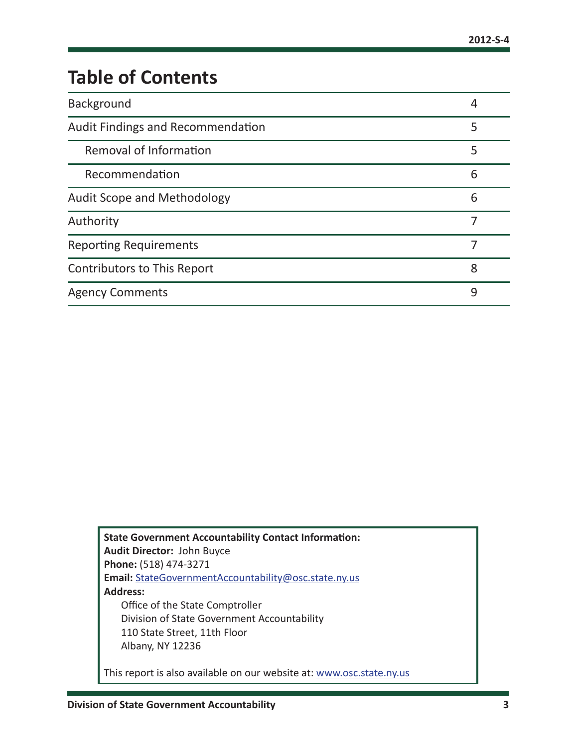# Table of Contents

| | |
|---|---|
| Background | 4 |
| Audit Findings and Recommendation | 5 |
| Removal of Information | 5 |
| Recommendation | 6 |
| Audit Scope and Methodology | 6 |
| Authority | 7 |
| Reporting Requirements | 7 |
| Contributors to This Report | 8 |
| Agency Comments | 9 |

**State Government Accountability Contact Information:**
**Audit Director:** John Buyce
**Phone:** (518) 474-3271
**Email:** StateGovernmentAccountability@osc.state.ny.us
**Address:**
Office of the State Comptroller
Division of State Government Accountability
110 State Street, 11th Floor
Albany, NY 12236

This report is also available on our website at: www.osc.state.ny.us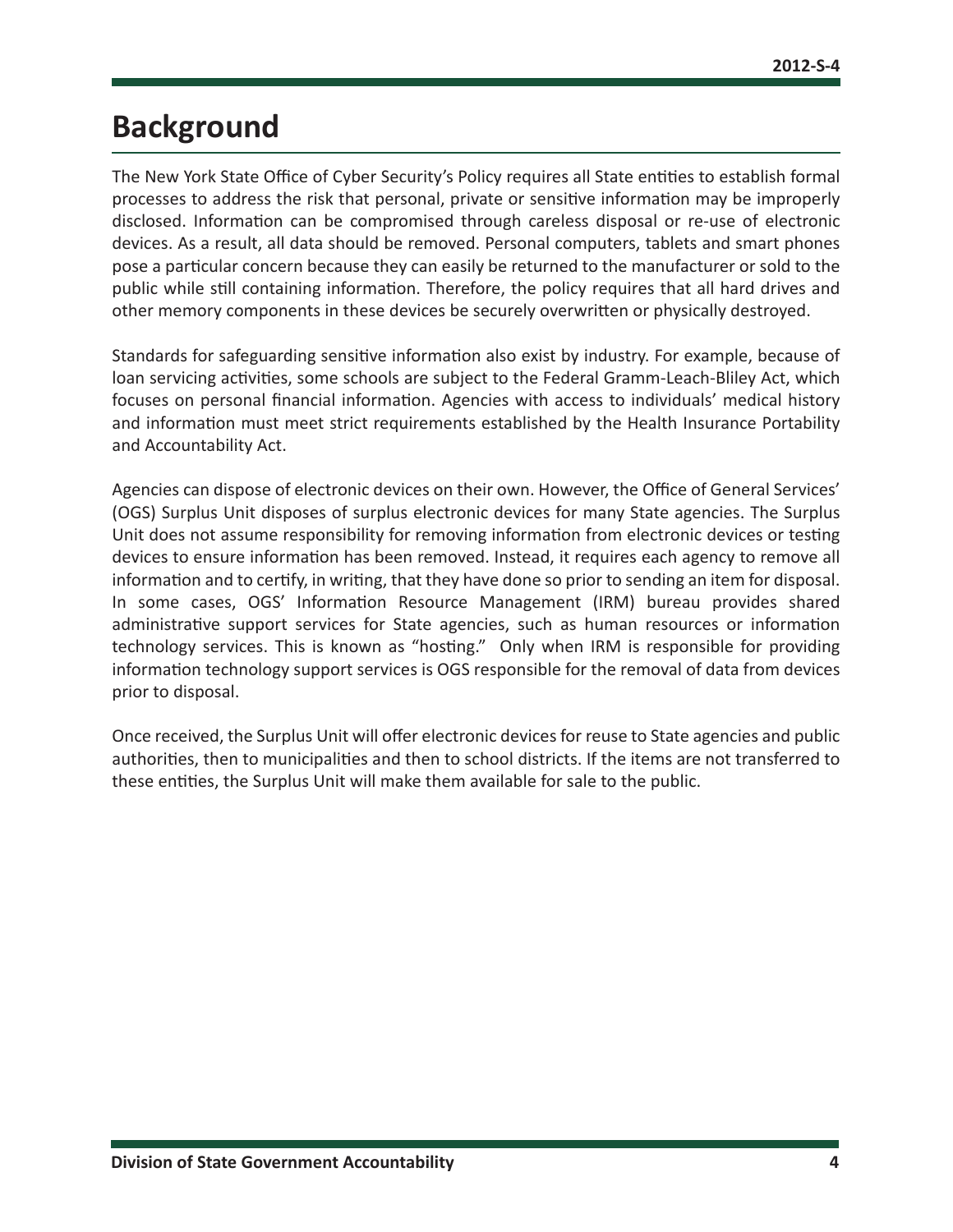# Background

The New York State Office of Cyber Security's Policy requires all State entities to establish formal processes to address the risk that personal, private or sensitive information may be improperly disclosed. Information can be compromised through careless disposal or re-use of electronic devices. As a result, all data should be removed. Personal computers, tablets and smart phones pose a particular concern because they can easily be returned to the manufacturer or sold to the public while still containing information. Therefore, the policy requires that all hard drives and other memory components in these devices be securely overwritten or physically destroyed.

Standards for safeguarding sensitive information also exist by industry. For example, because of loan servicing activities, some schools are subject to the Federal Gramm-Leach-Bliley Act, which focuses on personal financial information. Agencies with access to individuals' medical history and information must meet strict requirements established by the Health Insurance Portability and Accountability Act.

Agencies can dispose of electronic devices on their own. However, the Office of General Services' (OGS) Surplus Unit disposes of surplus electronic devices for many State agencies. The Surplus Unit does not assume responsibility for removing information from electronic devices or testing devices to ensure information has been removed. Instead, it requires each agency to remove all information and to certify, in writing, that they have done so prior to sending an item for disposal. In some cases, OGS' Information Resource Management (IRM) bureau provides shared administrative support services for State agencies, such as human resources or information technology services. This is known as "hosting." Only when IRM is responsible for providing information technology support services is OGS responsible for the removal of data from devices prior to disposal.

Once received, the Surplus Unit will offer electronic devices for reuse to State agencies and public authorities, then to municipalities and then to school districts. If the items are not transferred to these entities, the Surplus Unit will make them available for sale to the public.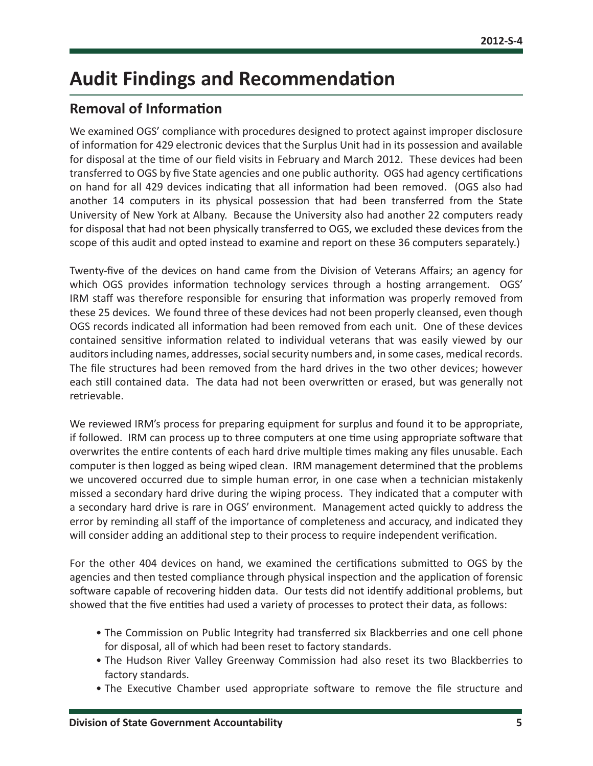# Audit Findings and Recommendation

## Removal of Information

We examined OGS' compliance with procedures designed to protect against improper disclosure of information for 429 electronic devices that the Surplus Unit had in its possession and available for disposal at the time of our field visits in February and March 2012. These devices had been transferred to OGS by five State agencies and one public authority. OGS had agency certifications on hand for all 429 devices indicating that all information had been removed. (OGS also had another 14 computers in its physical possession that had been transferred from the State University of New York at Albany. Because the University also had another 22 computers ready for disposal that had not been physically transferred to OGS, we excluded these devices from the scope of this audit and opted instead to examine and report on these 36 computers separately.)

Twenty-five of the devices on hand came from the Division of Veterans Affairs; an agency for which OGS provides information technology services through a hosting arrangement. OGS' IRM staff was therefore responsible for ensuring that information was properly removed from these 25 devices. We found three of these devices had not been properly cleansed, even though OGS records indicated all information had been removed from each unit. One of these devices contained sensitive information related to individual veterans that was easily viewed by our auditors including names, addresses, social security numbers and, in some cases, medical records. The file structures had been removed from the hard drives in the two other devices; however each still contained data. The data had not been overwritten or erased, but was generally not retrievable.

We reviewed IRM's process for preparing equipment for surplus and found it to be appropriate, if followed. IRM can process up to three computers at one time using appropriate software that overwrites the entire contents of each hard drive multiple times making any files unusable. Each computer is then logged as being wiped clean. IRM management determined that the problems we uncovered occurred due to simple human error, in one case when a technician mistakenly missed a secondary hard drive during the wiping process. They indicated that a computer with a secondary hard drive is rare in OGS' environment. Management acted quickly to address the error by reminding all staff of the importance of completeness and accuracy, and indicated they will consider adding an additional step to their process to require independent verification.

For the other 404 devices on hand, we examined the certifications submitted to OGS by the agencies and then tested compliance through physical inspection and the application of forensic software capable of recovering hidden data. Our tests did not identify additional problems, but showed that the five entities had used a variety of processes to protect their data, as follows:

- The Commission on Public Integrity had transferred six Blackberries and one cell phone for disposal, all of which had been reset to factory standards.
- The Hudson River Valley Greenway Commission had also reset its two Blackberries to factory standards.
- The Executive Chamber used appropriate software to remove the file structure and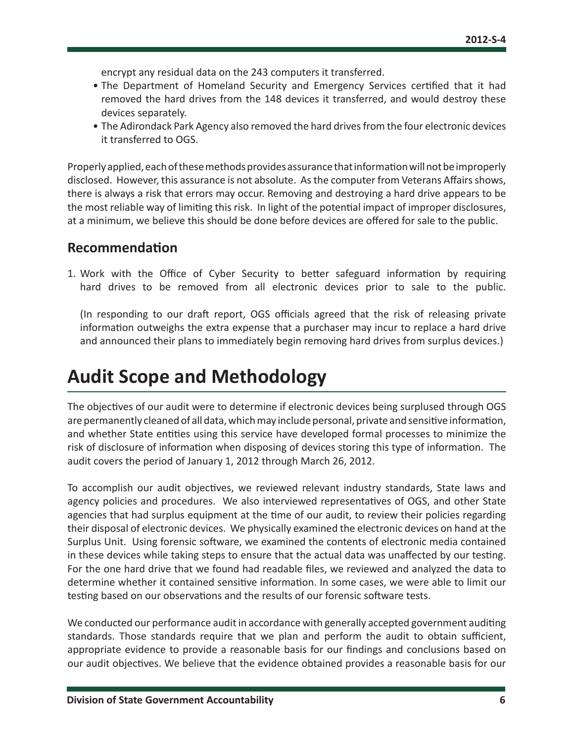encrypt any residual data on the 243 computers it transferred.

- The Department of Homeland Security and Emergency Services certified that it had removed the hard drives from the 148 devices it transferred, and would destroy these devices separately.
- The Adirondack Park Agency also removed the hard drives from the four electronic devices it transferred to OGS.

Properly applied, each of these methods provides assurance that information will not be improperly disclosed. However, this assurance is not absolute. As the computer from Veterans Affairs shows, there is always a risk that errors may occur. Removing and destroying a hard drive appears to be the most reliable way of limiting this risk. In light of the potential impact of improper disclosures, at a minimum, we believe this should be done before devices are offered for sale to the public.

## Recommendation

1. Work with the Office of Cyber Security to better safeguard information by requiring hard drives to be removed from all electronic devices prior to sale to the public.

   (In responding to our draft report, OGS officials agreed that the risk of releasing private information outweighs the extra expense that a purchaser may incur to replace a hard drive and announced their plans to immediately begin removing hard drives from surplus devices.)

# Audit Scope and Methodology

The objectives of our audit were to determine if electronic devices being surplused through OGS are permanently cleaned of all data, which may include personal, private and sensitive information, and whether State entities using this service have developed formal processes to minimize the risk of disclosure of information when disposing of devices storing this type of information. The audit covers the period of January 1, 2012 through March 26, 2012.

To accomplish our audit objectives, we reviewed relevant industry standards, State laws and agency policies and procedures. We also interviewed representatives of OGS, and other State agencies that had surplus equipment at the time of our audit, to review their policies regarding their disposal of electronic devices. We physically examined the electronic devices on hand at the Surplus Unit. Using forensic software, we examined the contents of electronic media contained in these devices while taking steps to ensure that the actual data was unaffected by our testing. For the one hard drive that we found had readable files, we reviewed and analyzed the data to determine whether it contained sensitive information. In some cases, we were able to limit our testing based on our observations and the results of our forensic software tests.

We conducted our performance audit in accordance with generally accepted government auditing standards. Those standards require that we plan and perform the audit to obtain sufficient, appropriate evidence to provide a reasonable basis for our findings and conclusions based on our audit objectives. We believe that the evidence obtained provides a reasonable basis for our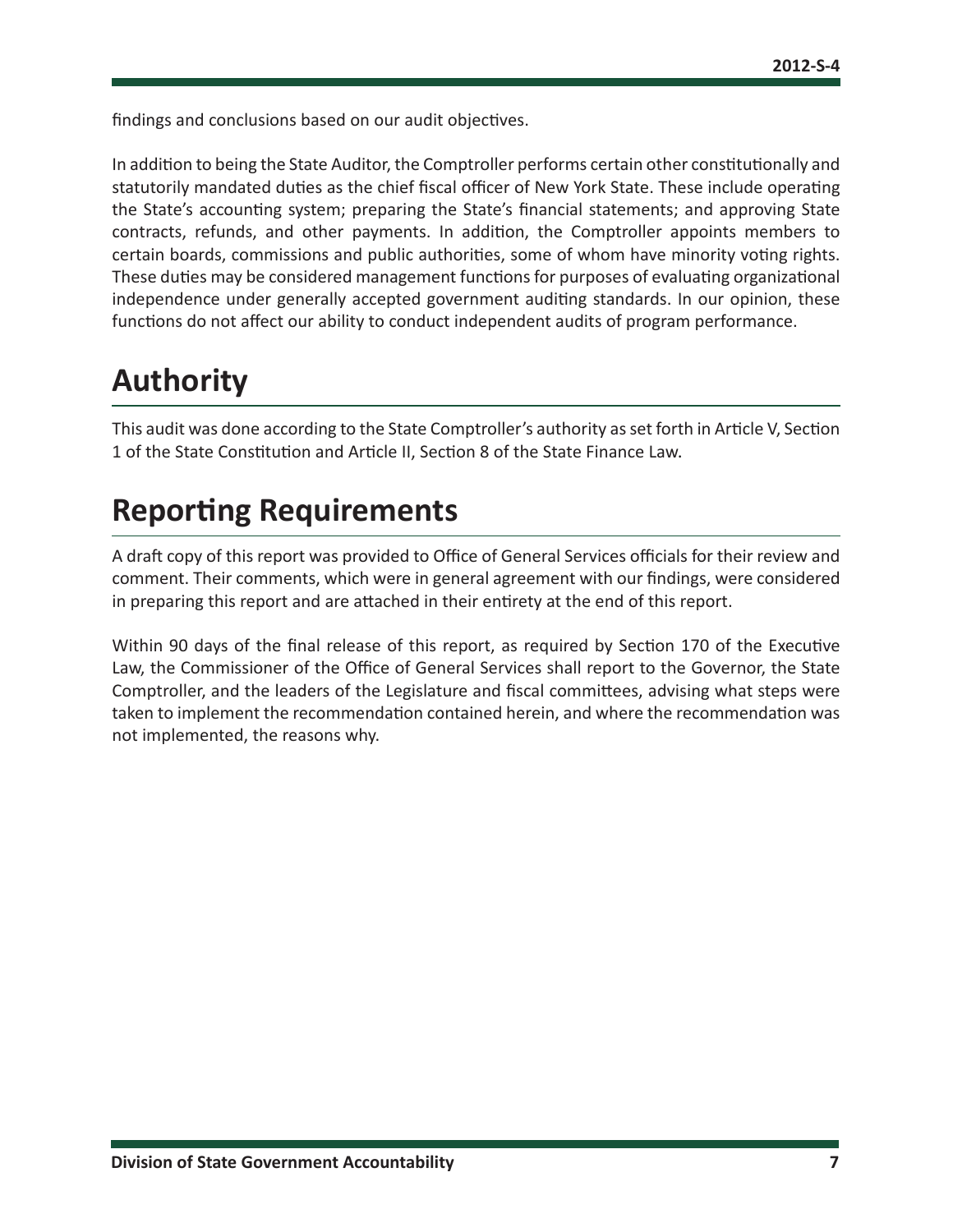findings and conclusions based on our audit objectives.

In addition to being the State Auditor, the Comptroller performs certain other constitutionally and statutorily mandated duties as the chief fiscal officer of New York State. These include operating the State's accounting system; preparing the State's financial statements; and approving State contracts, refunds, and other payments. In addition, the Comptroller appoints members to certain boards, commissions and public authorities, some of whom have minority voting rights. These duties may be considered management functions for purposes of evaluating organizational independence under generally accepted government auditing standards. In our opinion, these functions do not affect our ability to conduct independent audits of program performance.

# Authority

This audit was done according to the State Comptroller's authority as set forth in Article V, Section 1 of the State Constitution and Article II, Section 8 of the State Finance Law.

# Reporting Requirements

A draft copy of this report was provided to Office of General Services officials for their review and comment. Their comments, which were in general agreement with our findings, were considered in preparing this report and are attached in their entirety at the end of this report.

Within 90 days of the final release of this report, as required by Section 170 of the Executive Law, the Commissioner of the Office of General Services shall report to the Governor, the State Comptroller, and the leaders of the Legislature and fiscal committees, advising what steps were taken to implement the recommendation contained herein, and where the recommendation was not implemented, the reasons why.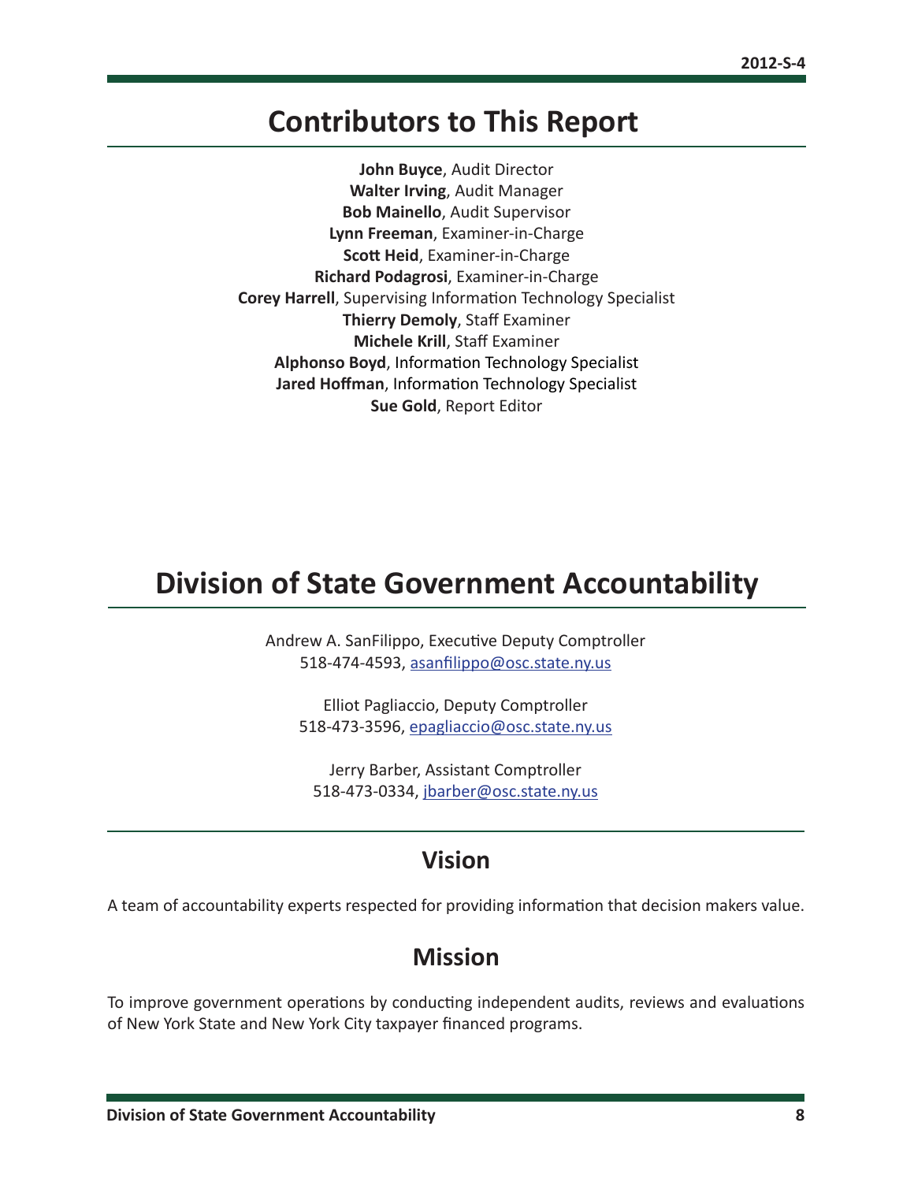## Contributors to This Report

**John Buyce**, Audit Director
**Walter Irving**, Audit Manager
**Bob Mainello**, Audit Supervisor
**Lynn Freeman**, Examiner-in-Charge
**Scott Heid**, Examiner-in-Charge
**Richard Podagrosi**, Examiner-in-Charge
**Corey Harrell**, Supervising Information Technology Specialist
**Thierry Demoly**, Staff Examiner
**Michele Krill**, Staff Examiner
**Alphonso Boyd**, Information Technology Specialist
**Jared Hoffman**, Information Technology Specialist
**Sue Gold**, Report Editor

## Division of State Government Accountability

Andrew A. SanFilippo, Executive Deputy Comptroller
518-474-4593, asanfilippo@osc.state.ny.us

Elliot Pagliaccio, Deputy Comptroller
518-473-3596, epagliaccio@osc.state.ny.us

Jerry Barber, Assistant Comptroller
518-473-0334, jbarber@osc.state.ny.us

### Vision

A team of accountability experts respected for providing information that decision makers value.

### Mission

To improve government operations by conducting independent audits, reviews and evaluations of New York State and New York City taxpayer financed programs.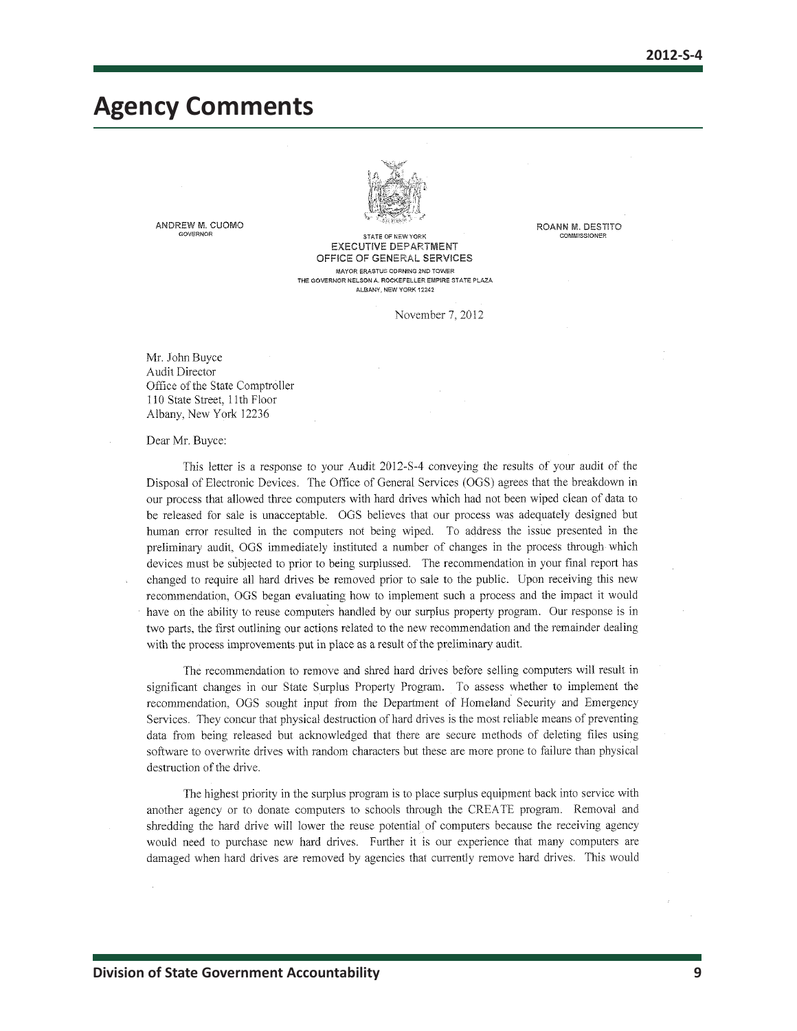# Agency Comments

ANDREW M. CUOMO
GOVERNOR

STATE OF NEW YORK
EXECUTIVE DEPARTMENT
OFFICE OF GENERAL SERVICES
MAYOR ERASTUS CORNING 2ND TOWER
THE GOVERNOR NELSON A. ROCKEFELLER EMPIRE STATE PLAZA
ALBANY, NEW YORK 12242

ROANN M. DESTITO
COMMISSIONER

November 7, 2012

Mr. John Buyce
Audit Director
Office of the State Comptroller
110 State Street, 11th Floor
Albany, New York 12236

Dear Mr. Buyce:

This letter is a response to your Audit 2012-S-4 conveying the results of your audit of the Disposal of Electronic Devices. The Office of General Services (OGS) agrees that the breakdown in our process that allowed three computers with hard drives which had not been wiped clean of data to be released for sale is unacceptable. OGS believes that our process was adequately designed but human error resulted in the computers not being wiped. To address the issue presented in the preliminary audit, OGS immediately instituted a number of changes in the process through which devices must be subjected to prior to being surplussed. The recommendation in your final report has changed to require all hard drives be removed prior to sale to the public. Upon receiving this new recommendation, OGS began evaluating how to implement such a process and the impact it would have on the ability to reuse computers handled by our surplus property program. Our response is in two parts, the first outlining our actions related to the new recommendation and the remainder dealing with the process improvements put in place as a result of the preliminary audit.

The recommendation to remove and shred hard drives before selling computers will result in significant changes in our State Surplus Property Program. To assess whether to implement the recommendation, OGS sought input from the Department of Homeland Security and Emergency Services. They concur that physical destruction of hard drives is the most reliable means of preventing data from being released but acknowledged that there are secure methods of deleting files using software to overwrite drives with random characters but these are more prone to failure than physical destruction of the drive.

The highest priority in the surplus program is to place surplus equipment back into service with another agency or to donate computers to schools through the CREATE program. Removal and shredding the hard drive will lower the reuse potential of computers because the receiving agency would need to purchase new hard drives. Further it is our experience that many computers are damaged when hard drives are removed by agencies that currently remove hard drives. This would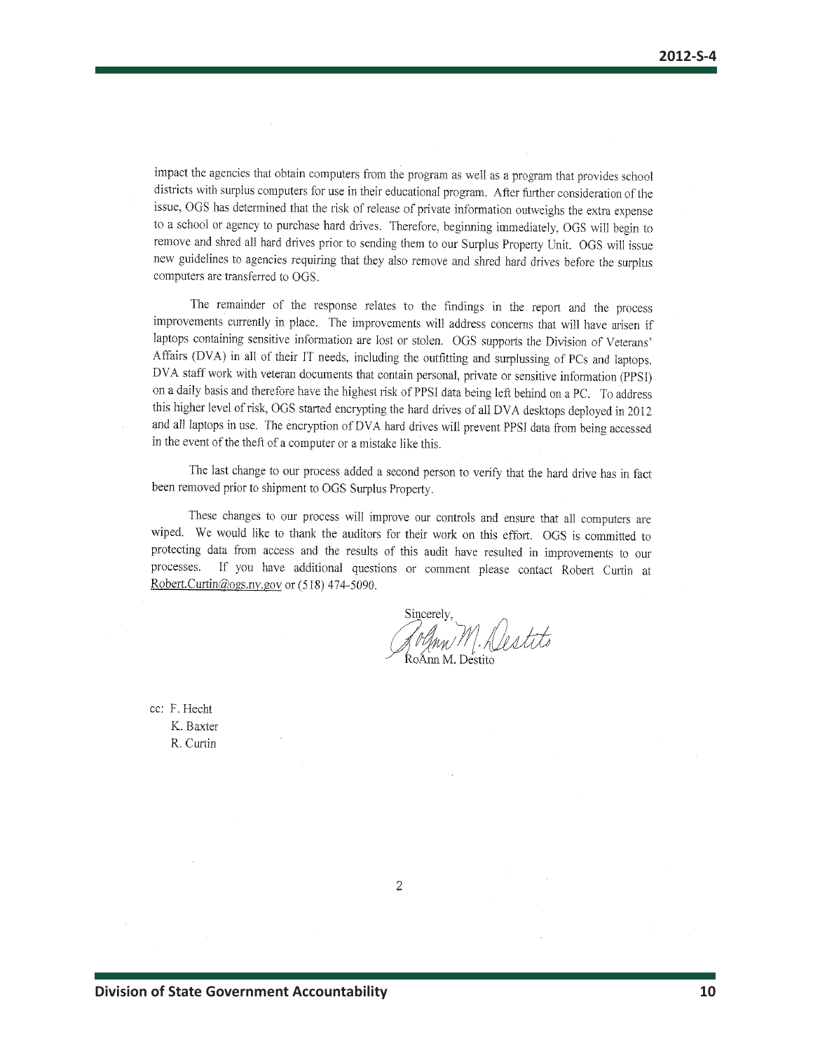impact the agencies that obtain computers from the program as well as a program that provides school districts with surplus computers for use in their educational program. After further consideration of the issue, OGS has determined that the risk of release of private information outweighs the extra expense to a school or agency to purchase hard drives. Therefore, beginning immediately, OGS will begin to remove and shred all hard drives prior to sending them to our Surplus Property Unit. OGS will issue new guidelines to agencies requiring that they also remove and shred hard drives before the surplus computers are transferred to OGS.

The remainder of the response relates to the findings in the report and the process improvements currently in place. The improvements will address concerns that will have arisen if laptops containing sensitive information are lost or stolen. OGS supports the Division of Veterans' Affairs (DVA) in all of their IT needs, including the outfitting and surplussing of PCs and laptops. DVA staff work with veteran documents that contain personal, private or sensitive information (PPSI) on a daily basis and therefore have the highest risk of PPSI data being left behind on a PC. To address this higher level of risk, OGS started encrypting the hard drives of all DVA desktops deployed in 2012 and all laptops in use. The encryption of DVA hard drives will prevent PPSI data from being accessed in the event of the theft of a computer or a mistake like this.

The last change to our process added a second person to verify that the hard drive has in fact been removed prior to shipment to OGS Surplus Property.

These changes to our process will improve our controls and ensure that all computers are wiped. We would like to thank the auditors for their work on this effort. OGS is committed to protecting data from access and the results of this audit have resulted in improvements to our processes. If you have additional questions or comment please contact Robert Curtin at Robert.Curtin@ogs.ny.gov or (518) 474-5090.

Sincerely,

RoAnn M. Destito

cc: F. Hecht
K. Baxter
R. Curtin